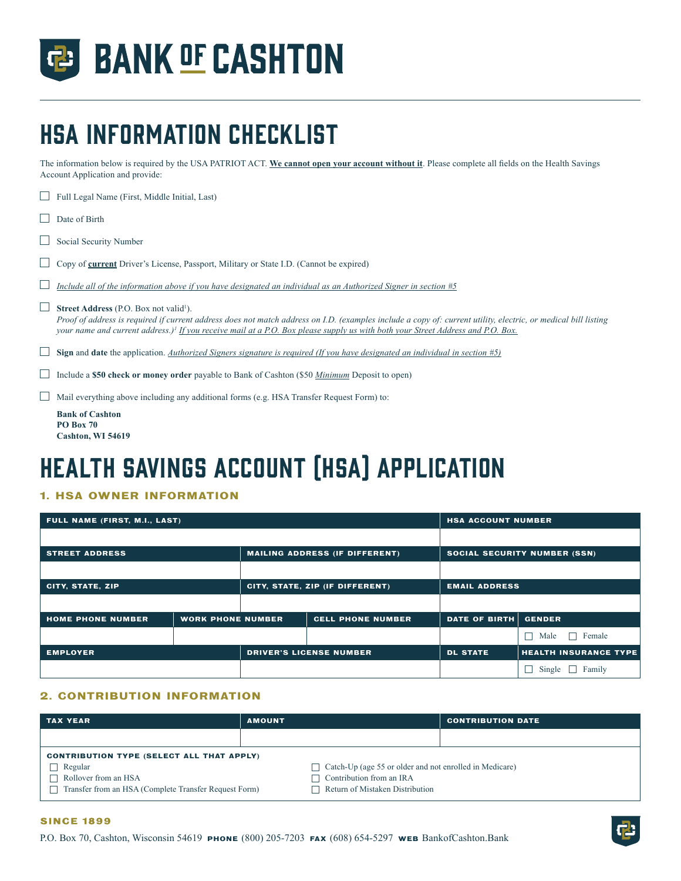# BANK OF CASHTON

## HSA INFORMATION CHECKLIST

The information below is required by the USA PATRIOT ACT. **We cannot open your account without it**. Please complete all fields on the Health Savings Account Application and provide:

- ☐ Full Legal Name (First, Middle Initial, Last)
- ☐ Date of Birth
- ☐ Social Security Number
- ☐ Copy of **current** Driver's License, Passport, Military or State I.D. (Cannot be expired)
- ☐ *Include all of the information above if you have designated an individual as an Authorized Signer in section #5*
- ☐ **Street Address** (P.O. Box not valid[1]).
  *Proof of address is required if current address does not match address on I.D. (examples include a copy of: current utility, electric, or medical bill listing your name and current address.)[1] If you receive mail at a P.O. Box please supply us with both your Street Address and P.O. Box.*
- ☐ **Sign** and **date** the application. *Authorized Signers signature is required (If you have designated an individual in section #5)*
- ☐ Include a **$50 check or money order** payable to Bank of Cashton ($50 *Minimum* Deposit to open)
- ☐ Mail everything above including any additional forms (e.g. HSA Transfer Request Form) to:

**Bank of Cashton**
**PO Box 70**
**Cashton, WI 54619**

# HEALTH SAVINGS ACCOUNT (HSA) APPLICATION

### 1. HSA OWNER INFORMATION

| FULL NAME (FIRST, M.I., LAST) | | | | HSA ACCOUNT NUMBER | |
|---|---|---|---|---|---|
| | | | | | |
| STREET ADDRESS | | MAILING ADDRESS (IF DIFFERENT) | | SOCIAL SECURITY NUMBER (SSN) | |
| | | | | | |
| CITY, STATE, ZIP | | CITY, STATE, ZIP (IF DIFFERENT) | | EMAIL ADDRESS | |
| | | | | | |
| HOME PHONE NUMBER | WORK PHONE NUMBER | | CELL PHONE NUMBER | DATE OF BIRTH | GENDER |
| | | | | | ☐ Male ☐ Female |
| EMPLOYER | | DRIVER'S LICENSE NUMBER | | DL STATE | HEALTH INSURANCE TYPE |
| | | | | | ☐ Single ☐ Family |

### 2. CONTRIBUTION INFORMATION

| TAX YEAR | AMOUNT | CONTRIBUTION DATE |
|---|---|---|
| | | |

**CONTRIBUTION TYPE (SELECT ALL THAT APPLY)**

- ☐ Regular
- ☐ Rollover from an HSA
- ☐ Transfer from an HSA (Complete Transfer Request Form)
- ☐ Catch-Up (age 55 or older and not enrolled in Medicare)
- ☐ Contribution from an IRA
- ☐ Return of Mistaken Distribution

**SINCE 1899**

P.O. Box 70, Cashton, Wisconsin 54619 **PHONE** (800) 205-7203 **FAX** (608) 654-5297 **WEB** BankofCashton.Bank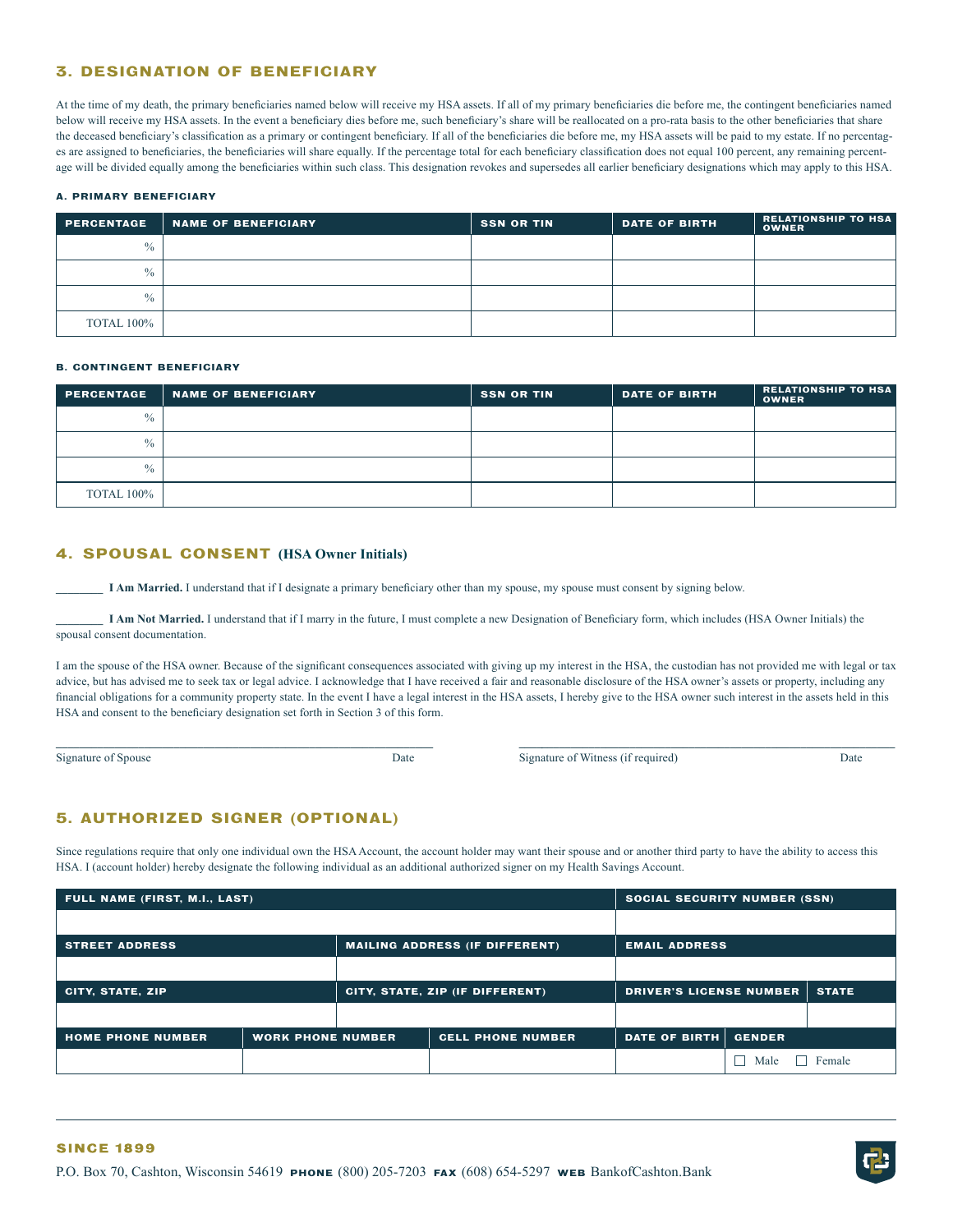## 3. DESIGNATION OF BENEFICIARY

At the time of my death, the primary beneficiaries named below will receive my HSA assets. If all of my primary beneficiaries die before me, the contingent beneficiaries named below will receive my HSA assets. In the event a beneficiary dies before me, such beneficiary's share will be reallocated on a pro-rata basis to the other beneficiaries that share the deceased beneficiary's classification as a primary or contingent beneficiary. If all of the beneficiaries die before me, my HSA assets will be paid to my estate. If no percentages are assigned to beneficiaries, the beneficiaries will share equally. If the percentage total for each beneficiary classification does not equal 100 percent, any remaining percentage will be divided equally among the beneficiaries within such class. This designation revokes and supersedes all earlier beneficiary designations which may apply to this HSA.

### A. PRIMARY BENEFICIARY

| PERCENTAGE | NAME OF BENEFICIARY | SSN OR TIN | DATE OF BIRTH | RELATIONSHIP TO HSA OWNER |
|---|---|---|---|---|
| % | | | | |
| % | | | | |
| % | | | | |
| TOTAL 100% | | | | |

### B. CONTINGENT BENEFICIARY

| PERCENTAGE | NAME OF BENEFICIARY | SSN OR TIN | DATE OF BIRTH | RELATIONSHIP TO HSA OWNER |
|---|---|---|---|---|
| % | | | | |
| % | | | | |
| % | | | | |
| TOTAL 100% | | | | |

## 4. SPOUSAL CONSENT (HSA Owner Initials)

________ **I Am Married.** I understand that if I designate a primary beneficiary other than my spouse, my spouse must consent by signing below.

________ **I Am Not Married.** I understand that if I marry in the future, I must complete a new Designation of Beneficiary form, which includes (HSA Owner Initials) the spousal consent documentation.

I am the spouse of the HSA owner. Because of the significant consequences associated with giving up my interest in the HSA, the custodian has not provided me with legal or tax advice, but has advised me to seek tax or legal advice. I acknowledge that I have received a fair and reasonable disclosure of the HSA owner's assets or property, including any financial obligations for a community property state. In the event I have a legal interest in the HSA assets, I hereby give to the HSA owner such interest in the assets held in this HSA and consent to the beneficiary designation set forth in Section 3 of this form.

______________________________________________ 
Signature of Spouse Date

______________________________________________ 
Signature of Witness (if required) Date

## 5. AUTHORIZED SIGNER (OPTIONAL)

Since regulations require that only one individual own the HSA Account, the account holder may want their spouse and or another third party to have the ability to access this HSA. I (account holder) hereby designate the following individual as an additional authorized signer on my Health Savings Account.

| FULL NAME (FIRST, M.I., LAST) | | | SOCIAL SECURITY NUMBER (SSN) | |
|---|---|---|---|---|
| | | | | |
| STREET ADDRESS | MAILING ADDRESS (IF DIFFERENT) | | EMAIL ADDRESS | |
| | | | | |
| CITY, STATE, ZIP | CITY, STATE, ZIP (IF DIFFERENT) | | DRIVER'S LICENSE NUMBER | STATE |
| | | | | |
| HOME PHONE NUMBER | WORK PHONE NUMBER | CELL PHONE NUMBER | DATE OF BIRTH | GENDER |
| | | | | ☐ Male ☐ Female |

**SINCE 1899**

P.O. Box 70, Cashton, Wisconsin 54619 **PHONE** (800) 205-7203 **FAX** (608) 654-5297 **WEB** BankofCashton.Bank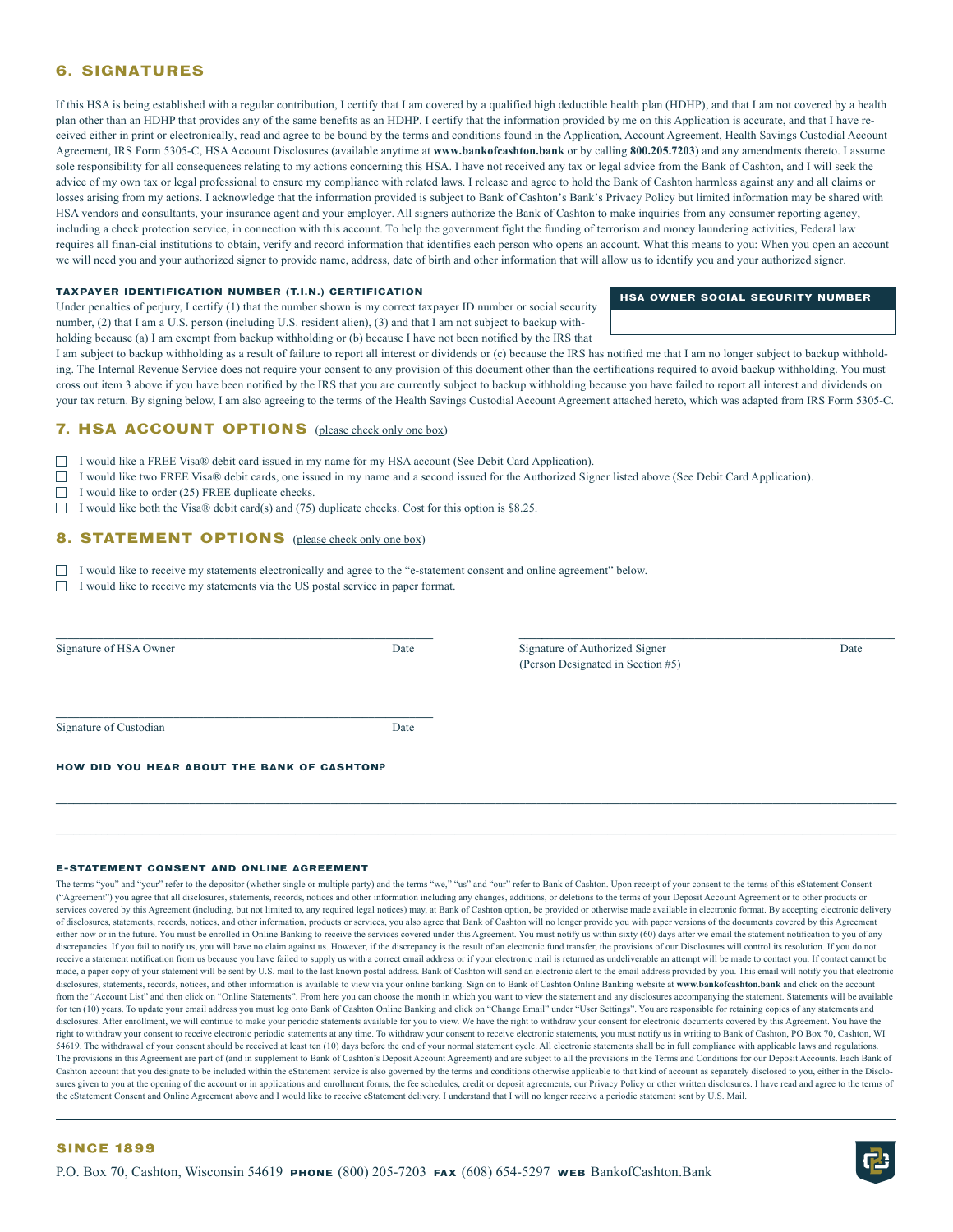## 6. SIGNATURES

If this HSA is being established with a regular contribution, I certify that I am covered by a qualified high deductible health plan (HDHP), and that I am not covered by a health plan other than an HDHP that provides any of the same benefits as an HDHP. I certify that the information provided by me on this Application is accurate, and that I have received either in print or electronically, read and agree to be bound by the terms and conditions found in the Application, Account Agreement, Health Savings Custodial Account Agreement, IRS Form 5305-C, HSA Account Disclosures (available anytime at **www.bankofcashton.bank** or by calling **800.205.7203**) and any amendments thereto. I assume sole responsibility for all consequences relating to my actions concerning this HSA. I have not received any tax or legal advice from the Bank of Cashton, and I will seek the advice of my own tax or legal professional to ensure my compliance with related laws. I release and agree to hold the Bank of Cashton harmless against any and all claims or losses arising from my actions. I acknowledge that the information provided is subject to Bank of Cashton's Bank's Privacy Policy but limited information may be shared with HSA vendors and consultants, your insurance agent and your employer. All signers authorize the Bank of Cashton to make inquiries from any consumer reporting agency, including a check protection service, in connection with this account. To help the government fight the funding of terrorism and money laundering activities, Federal law requires all finan-cial institutions to obtain, verify and record information that identifies each person who opens an account. What this means to you: When you open an account we will need you and your authorized signer to provide name, address, date of birth and other information that will allow us to identify you and your authorized signer.

### TAXPAYER IDENTIFICATION NUMBER (T.I.N.) CERTIFICATION

| HSA OWNER SOCIAL SECURITY NUMBER |
|---|
| |

Under penalties of perjury, I certify (1) that the number shown is my correct taxpayer ID number or social security number, (2) that I am a U.S. person (including U.S. resident alien), (3) and that I am not subject to backup withholding because (a) I am exempt from backup withholding or (b) because I have not been notified by the IRS that I am subject to backup withholding as a result of failure to report all interest or dividends or (c) because the IRS has notified me that I am no longer subject to backup withholding. The Internal Revenue Service does not require your consent to any provision of this document other than the certifications required to avoid backup withholding. You must cross out item 3 above if you have been notified by the IRS that you are currently subject to backup withholding because you have failed to report all interest and dividends on your tax return. By signing below, I am also agreeing to the terms of the Health Savings Custodial Account Agreement attached hereto, which was adapted from IRS Form 5305-C.

## 7. HSA ACCOUNT OPTIONS (please check only one box)

- ☐ I would like a FREE Visa® debit card issued in my name for my HSA account (See Debit Card Application).
- ☐ I would like two FREE Visa® debit cards, one issued in my name and a second issued for the Authorized Signer listed above (See Debit Card Application).
- ☐ I would like to order (25) FREE duplicate checks.
- ☐ I would like both the Visa® debit card(s) and (75) duplicate checks. Cost for this option is $8.25.

## 8. STATEMENT OPTIONS (please check only one box)

- ☐ I would like to receive my statements electronically and agree to the "e-statement consent and online agreement" below.
- ☐ I would like to receive my statements via the US postal service in paper format.

\_\_\_\_\_\_\_\_\_\_\_\_\_\_\_\_\_\_\_\_\_\_\_\_\_\_\_\_\_\_\_\_\_\_\_\_\_\_\_\_
Signature of HSA Owner Date

\_\_\_\_\_\_\_\_\_\_\_\_\_\_\_\_\_\_\_\_\_\_\_\_\_\_\_\_\_\_\_\_\_\_\_\_\_\_\_\_
Signature of Authorized Signer Date
(Person Designated in Section #5)

\_\_\_\_\_\_\_\_\_\_\_\_\_\_\_\_\_\_\_\_\_\_\_\_\_\_\_\_\_\_\_\_\_\_\_\_\_\_\_\_
Signature of Custodian Date

### HOW DID YOU HEAR ABOUT THE BANK OF CASHTON?

\_\_\_\_\_\_\_\_\_\_\_\_\_\_\_\_\_\_\_\_\_\_\_\_\_\_\_\_\_\_\_\_\_\_\_\_\_\_\_\_\_\_\_\_\_\_\_\_\_\_\_\_\_\_\_\_\_\_\_\_\_\_\_\_\_\_\_\_\_\_\_\_\_\_\_\_\_\_

\_\_\_\_\_\_\_\_\_\_\_\_\_\_\_\_\_\_\_\_\_\_\_\_\_\_\_\_\_\_\_\_\_\_\_\_\_\_\_\_\_\_\_\_\_\_\_\_\_\_\_\_\_\_\_\_\_\_\_\_\_\_\_\_\_\_\_\_\_\_\_\_\_\_\_\_\_\_

### E-STATEMENT CONSENT AND ONLINE AGREEMENT

The terms "you" and "your" refer to the depositor (whether single or multiple party) and the terms "we," "us" and "our" refer to Bank of Cashton. Upon receipt of your consent to the terms of this eStatement Consent ("Agreement") you agree that all disclosures, statements, records, notices and other information including any changes, additions, or deletions to the terms of your Deposit Account Agreement or to other products or services covered by this Agreement (including, but not limited to, any required legal notices) may, at Bank of Cashton option, be provided or otherwise made available in electronic format. By accepting electronic delivery of disclosures, statements, records, notices, and other information, products or services, you also agree that Bank of Cashton will no longer provide you with paper versions of the documents covered by this Agreement either now or in the future. You must be enrolled in Online Banking to receive the services covered under this Agreement. You must notify us within sixty (60) days after we email the statement notification to you of any discrepancies. If you fail to notify us, you will have no claim against us. However, if the discrepancy is the result of an electronic fund transfer, the provisions of our Disclosures will control its resolution. If you do not receive a statement notification from us because you have failed to supply us with a correct email address or if your electronic mail is returned as undeliverable an attempt will be made to contact you. If contact cannot be made, a paper copy of your statement will be sent by U.S. mail to the last known postal address. Bank of Cashton will send an electronic alert to the email address provided by you. This email will notify you that electronic disclosures, statements, records, notices, and other information is available to view via your online banking. Sign on to Bank of Cashton Online Banking website at **www.bankofcashton.bank** and click on the account from the "Account List" and then click on "Online Statements". From here you can choose the month in which you want to view the statement and any disclosures accompanying the statement. Statements will be available for ten (10) years. To update your email address you must log onto Bank of Cashton Online Banking and click on "Change Email" under "User Settings". You are responsible for retaining copies of any statements and disclosures. After enrollment, we will continue to make your periodic statements available for you to view. We have the right to withdraw your consent for electronic documents covered by this Agreement. You have the right to withdraw your consent to receive electronic periodic statements at any time. To withdraw your consent to receive electronic statements, you must notify us in writing to Bank of Cashton, PO Box 70, Cashton, WI 54619. The withdrawal of your consent should be received at least ten (10) days before the end of your normal statement cycle. All electronic statements shall be in full compliance with applicable laws and regulations. The provisions in this Agreement are part of (and in supplement to Bank of Cashton's Deposit Account Agreement) and are subject to all the provisions in the Terms and Conditions for our Deposit Accounts. Each Bank of Cashton account that you designate to be included within the eStatement service is also governed by the terms and conditions otherwise applicable to that kind of account as separately disclosed to you, either in the Disclosures given to you at the opening of the account or in applications and enrollment forms, the fee schedules, credit or deposit agreements, our Privacy Policy or other written disclosures. I have read and agree to the terms of the eStatement Consent and Online Agreement above and I would like to receive eStatement delivery. I understand that I will no longer receive a periodic statement sent by U.S. Mail.

**SINCE 1899**

P.O. Box 70, Cashton, Wisconsin 54619 **PHONE** (800) 205-7203 **FAX** (608) 654-5297 **WEB** BankofCashton.Bank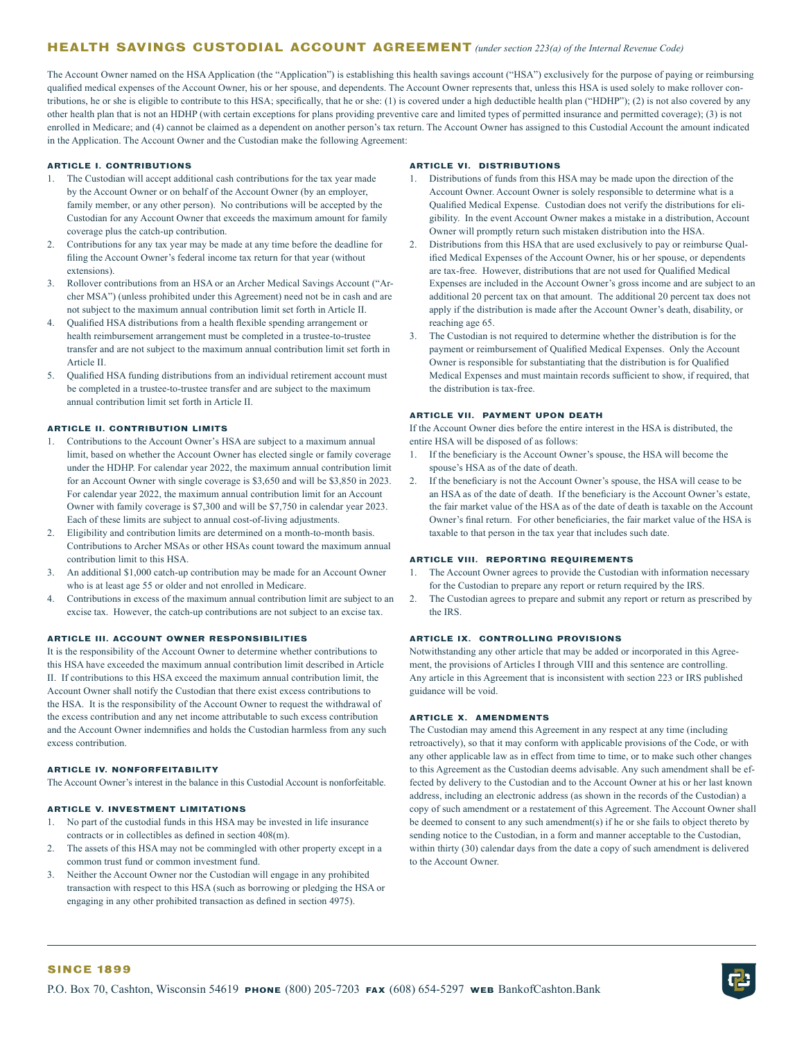# HEALTH SAVINGS CUSTODIAL ACCOUNT AGREEMENT *(under section 223(a) of the Internal Revenue Code)*

The Account Owner named on the HSA Application (the "Application") is establishing this health savings account ("HSA") exclusively for the purpose of paying or reimbursing qualified medical expenses of the Account Owner, his or her spouse, and dependents. The Account Owner represents that, unless this HSA is used solely to make rollover contributions, he or she is eligible to contribute to this HSA; specifically, that he or she: (1) is covered under a high deductible health plan ("HDHP"); (2) is not also covered by any other health plan that is not an HDHP (with certain exceptions for plans providing preventive care and limited types of permitted insurance and permitted coverage); (3) is not enrolled in Medicare; and (4) cannot be claimed as a dependent on another person's tax return. The Account Owner has assigned to this Custodial Account the amount indicated in the Application. The Account Owner and the Custodian make the following Agreement:

### ARTICLE I. CONTRIBUTIONS

1. The Custodian will accept additional cash contributions for the tax year made by the Account Owner or on behalf of the Account Owner (by an employer, family member, or any other person). No contributions will be accepted by the Custodian for any Account Owner that exceeds the maximum amount for family coverage plus the catch-up contribution.
2. Contributions for any tax year may be made at any time before the deadline for filing the Account Owner's federal income tax return for that year (without extensions).
3. Rollover contributions from an HSA or an Archer Medical Savings Account ("Archer MSA") (unless prohibited under this Agreement) need not be in cash and are not subject to the maximum annual contribution limit set forth in Article II.
4. Qualified HSA distributions from a health flexible spending arrangement or health reimbursement arrangement must be completed in a trustee-to-trustee transfer and are not subject to the maximum annual contribution limit set forth in Article II.
5. Qualified HSA funding distributions from an individual retirement account must be completed in a trustee-to-trustee transfer and are subject to the maximum annual contribution limit set forth in Article II.

### ARTICLE II. CONTRIBUTION LIMITS

1. Contributions to the Account Owner's HSA are subject to a maximum annual limit, based on whether the Account Owner has elected single or family coverage under the HDHP. For calendar year 2022, the maximum annual contribution limit for an Account Owner with single coverage is $3,650 and will be $3,850 in 2023. For calendar year 2022, the maximum annual contribution limit for an Account Owner with family coverage is $7,300 and will be $7,750 in calendar year 2023. Each of these limits are subject to annual cost-of-living adjustments.
2. Eligibility and contribution limits are determined on a month-to-month basis. Contributions to Archer MSAs or other HSAs count toward the maximum annual contribution limit to this HSA.
3. An additional $1,000 catch-up contribution may be made for an Account Owner who is at least age 55 or older and not enrolled in Medicare.
4. Contributions in excess of the maximum annual contribution limit are subject to an excise tax. However, the catch-up contributions are not subject to an excise tax.

### ARTICLE III. ACCOUNT OWNER RESPONSIBILITIES

It is the responsibility of the Account Owner to determine whether contributions to this HSA have exceeded the maximum annual contribution limit described in Article II. If contributions to this HSA exceed the maximum annual contribution limit, the Account Owner shall notify the Custodian that there exist excess contributions to the HSA. It is the responsibility of the Account Owner to request the withdrawal of the excess contribution and any net income attributable to such excess contribution and the Account Owner indemnifies and holds the Custodian harmless from any such excess contribution.

### ARTICLE IV. NONFORFEITABILITY

The Account Owner's interest in the balance in this Custodial Account is nonforfeitable.

### ARTICLE V. INVESTMENT LIMITATIONS

1. No part of the custodial funds in this HSA may be invested in life insurance contracts or in collectibles as defined in section 408(m).
2. The assets of this HSA may not be commingled with other property except in a common trust fund or common investment fund.
3. Neither the Account Owner nor the Custodian will engage in any prohibited transaction with respect to this HSA (such as borrowing or pledging the HSA or engaging in any other prohibited transaction as defined in section 4975).

### ARTICLE VI. DISTRIBUTIONS

1. Distributions of funds from this HSA may be made upon the direction of the Account Owner. Account Owner is solely responsible to determine what is a Qualified Medical Expense. Custodian does not verify the distributions for eligibility. In the event Account Owner makes a mistake in a distribution, Account Owner will promptly return such mistaken distribution into the HSA.
2. Distributions from this HSA that are used exclusively to pay or reimburse Qualified Medical Expenses of the Account Owner, his or her spouse, or dependents are tax-free. However, distributions that are not used for Qualified Medical Expenses are included in the Account Owner's gross income and are subject to an additional 20 percent tax on that amount. The additional 20 percent tax does not apply if the distribution is made after the Account Owner's death, disability, or reaching age 65.
3. The Custodian is not required to determine whether the distribution is for the payment or reimbursement of Qualified Medical Expenses. Only the Account Owner is responsible for substantiating that the distribution is for Qualified Medical Expenses and must maintain records sufficient to show, if required, that the distribution is tax-free.

### ARTICLE VII. PAYMENT UPON DEATH

If the Account Owner dies before the entire interest in the HSA is distributed, the entire HSA will be disposed of as follows:

1. If the beneficiary is the Account Owner's spouse, the HSA will become the spouse's HSA as of the date of death.
2. If the beneficiary is not the Account Owner's spouse, the HSA will cease to be an HSA as of the date of death. If the beneficiary is the Account Owner's estate, the fair market value of the HSA as of the date of death is taxable on the Account Owner's final return. For other beneficiaries, the fair market value of the HSA is taxable to that person in the tax year that includes such date.

### ARTICLE VIII. REPORTING REQUIREMENTS

1. The Account Owner agrees to provide the Custodian with information necessary for the Custodian to prepare any report or return required by the IRS.
2. The Custodian agrees to prepare and submit any report or return as prescribed by the IRS.

### ARTICLE IX. CONTROLLING PROVISIONS

Notwithstanding any other article that may be added or incorporated in this Agreement, the provisions of Articles I through VIII and this sentence are controlling. Any article in this Agreement that is inconsistent with section 223 or IRS published guidance will be void.

### ARTICLE X. AMENDMENTS

The Custodian may amend this Agreement in any respect at any time (including retroactively), so that it may conform with applicable provisions of the Code, or with any other applicable law as in effect from time to time, or to make such other changes to this Agreement as the Custodian deems advisable. Any such amendment shall be effected by delivery to the Custodian and to the Account Owner at his or her last known address, including an electronic address (as shown in the records of the Custodian) a copy of such amendment or a restatement of this Agreement. The Account Owner shall be deemed to consent to any such amendment(s) if he or she fails to object thereto by sending notice to the Custodian, in a form and manner acceptable to the Custodian, within thirty (30) calendar days from the date a copy of such amendment is delivered to the Account Owner.

**SINCE 1899**

P.O. Box 70, Cashton, Wisconsin 54619 **PHONE** (800) 205-7203 **FAX** (608) 654-5297 **WEB** BankofCashton.Bank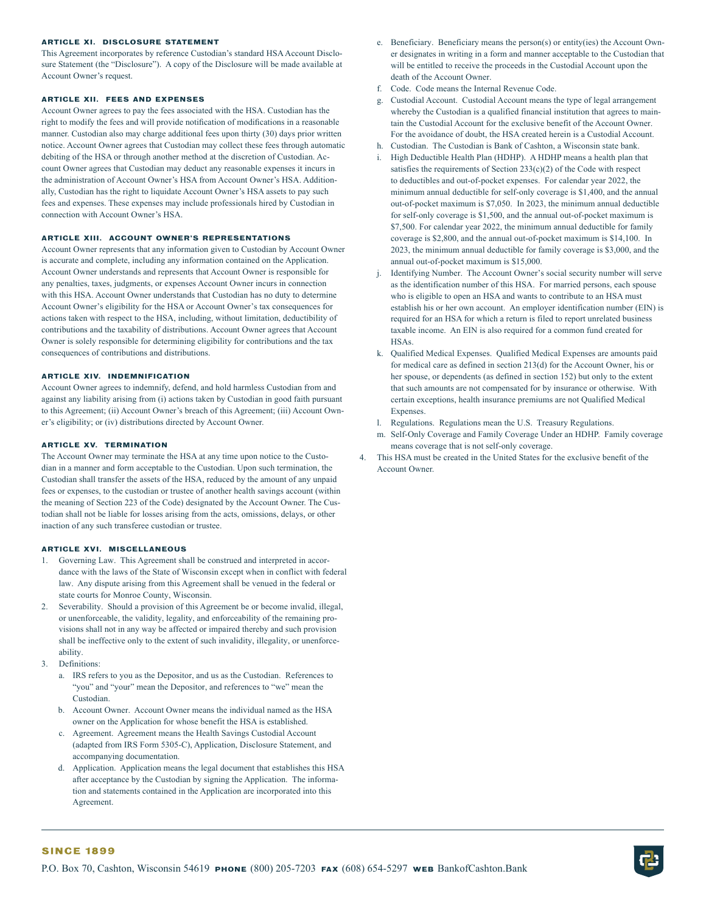#### ARTICLE XI. DISCLOSURE STATEMENT

This Agreement incorporates by reference Custodian's standard HSA Account Disclosure Statement (the "Disclosure"). A copy of the Disclosure will be made available at Account Owner's request.

#### ARTICLE XII. FEES AND EXPENSES

Account Owner agrees to pay the fees associated with the HSA. Custodian has the right to modify the fees and will provide notification of modifications in a reasonable manner. Custodian also may charge additional fees upon thirty (30) days prior written notice. Account Owner agrees that Custodian may collect these fees through automatic debiting of the HSA or through another method at the discretion of Custodian. Account Owner agrees that Custodian may deduct any reasonable expenses it incurs in the administration of Account Owner's HSA from Account Owner's HSA. Additionally, Custodian has the right to liquidate Account Owner's HSA assets to pay such fees and expenses. These expenses may include professionals hired by Custodian in connection with Account Owner's HSA.

#### ARTICLE XIII. ACCOUNT OWNER'S REPRESENTATIONS

Account Owner represents that any information given to Custodian by Account Owner is accurate and complete, including any information contained on the Application. Account Owner understands and represents that Account Owner is responsible for any penalties, taxes, judgments, or expenses Account Owner incurs in connection with this HSA. Account Owner understands that Custodian has no duty to determine Account Owner's eligibility for the HSA or Account Owner's tax consequences for actions taken with respect to the HSA, including, without limitation, deductibility of contributions and the taxability of distributions. Account Owner agrees that Account Owner is solely responsible for determining eligibility for contributions and the tax consequences of contributions and distributions.

#### ARTICLE XIV. INDEMNIFICATION

Account Owner agrees to indemnify, defend, and hold harmless Custodian from and against any liability arising from (i) actions taken by Custodian in good faith pursuant to this Agreement; (ii) Account Owner's breach of this Agreement; (iii) Account Owner's eligibility; or (iv) distributions directed by Account Owner.

#### ARTICLE XV. TERMINATION

The Account Owner may terminate the HSA at any time upon notice to the Custodian in a manner and form acceptable to the Custodian. Upon such termination, the Custodian shall transfer the assets of the HSA, reduced by the amount of any unpaid fees or expenses, to the custodian or trustee of another health savings account (within the meaning of Section 223 of the Code) designated by the Account Owner. The Custodian shall not be liable for losses arising from the acts, omissions, delays, or other inaction of any such transferee custodian or trustee.

#### ARTICLE XVI. MISCELLANEOUS

1. Governing Law. This Agreement shall be construed and interpreted in accordance with the laws of the State of Wisconsin except when in conflict with federal law. Any dispute arising from this Agreement shall be venued in the federal or state courts for Monroe County, Wisconsin.
2. Severability. Should a provision of this Agreement be or become invalid, illegal, or unenforceable, the validity, legality, and enforceability of the remaining provisions shall not in any way be affected or impaired thereby and such provision shall be ineffective only to the extent of such invalidity, illegality, or unenforceability.
3. Definitions:
   a. IRS refers to you as the Depositor, and us as the Custodian. References to "you" and "your" mean the Depositor, and references to "we" mean the Custodian.
   b. Account Owner. Account Owner means the individual named as the HSA owner on the Application for whose benefit the HSA is established.
   c. Agreement. Agreement means the Health Savings Custodial Account (adapted from IRS Form 5305-C), Application, Disclosure Statement, and accompanying documentation.
   d. Application. Application means the legal document that establishes this HSA after acceptance by the Custodian by signing the Application. The information and statements contained in the Application are incorporated into this Agreement.
   e. Beneficiary. Beneficiary means the person(s) or entity(ies) the Account Owner designates in writing in a form and manner acceptable to the Custodian that will be entitled to receive the proceeds in the Custodial Account upon the death of the Account Owner.
   f. Code. Code means the Internal Revenue Code.
   g. Custodial Account. Custodial Account means the type of legal arrangement whereby the Custodian is a qualified financial institution that agrees to maintain the Custodial Account for the exclusive benefit of the Account Owner. For the avoidance of doubt, the HSA created herein is a Custodial Account.
   h. Custodian. The Custodian is Bank of Cashton, a Wisconsin state bank.
   i. High Deductible Health Plan (HDHP). A HDHP means a health plan that satisfies the requirements of Section 233(c)(2) of the Code with respect to deductibles and out-of-pocket expenses. For calendar year 2022, the minimum annual deductible for self-only coverage is $1,400, and the annual out-of-pocket maximum is $7,050. In 2023, the minimum annual deductible for self-only coverage is $1,500, and the annual out-of-pocket maximum is $7,500. For calendar year 2022, the minimum annual deductible for family coverage is $2,800, and the annual out-of-pocket maximum is $14,100. In 2023, the minimum annual deductible for family coverage is $3,000, and the annual out-of-pocket maximum is $15,000.
   j. Identifying Number. The Account Owner's social security number will serve as the identification number of this HSA. For married persons, each spouse who is eligible to open an HSA and wants to contribute to an HSA must establish his or her own account. An employer identification number (EIN) is required for an HSA for which a return is filed to report unrelated business taxable income. An EIN is also required for a common fund created for HSAs.
   k. Qualified Medical Expenses. Qualified Medical Expenses are amounts paid for medical care as defined in section 213(d) for the Account Owner, his or her spouse, or dependents (as defined in section 152) but only to the extent that such amounts are not compensated for by insurance or otherwise. With certain exceptions, health insurance premiums are not Qualified Medical Expenses.
   l. Regulations. Regulations mean the U.S. Treasury Regulations.
   m. Self-Only Coverage and Family Coverage Under an HDHP. Family coverage means coverage that is not self-only coverage.
4. This HSA must be created in the United States for the exclusive benefit of the Account Owner.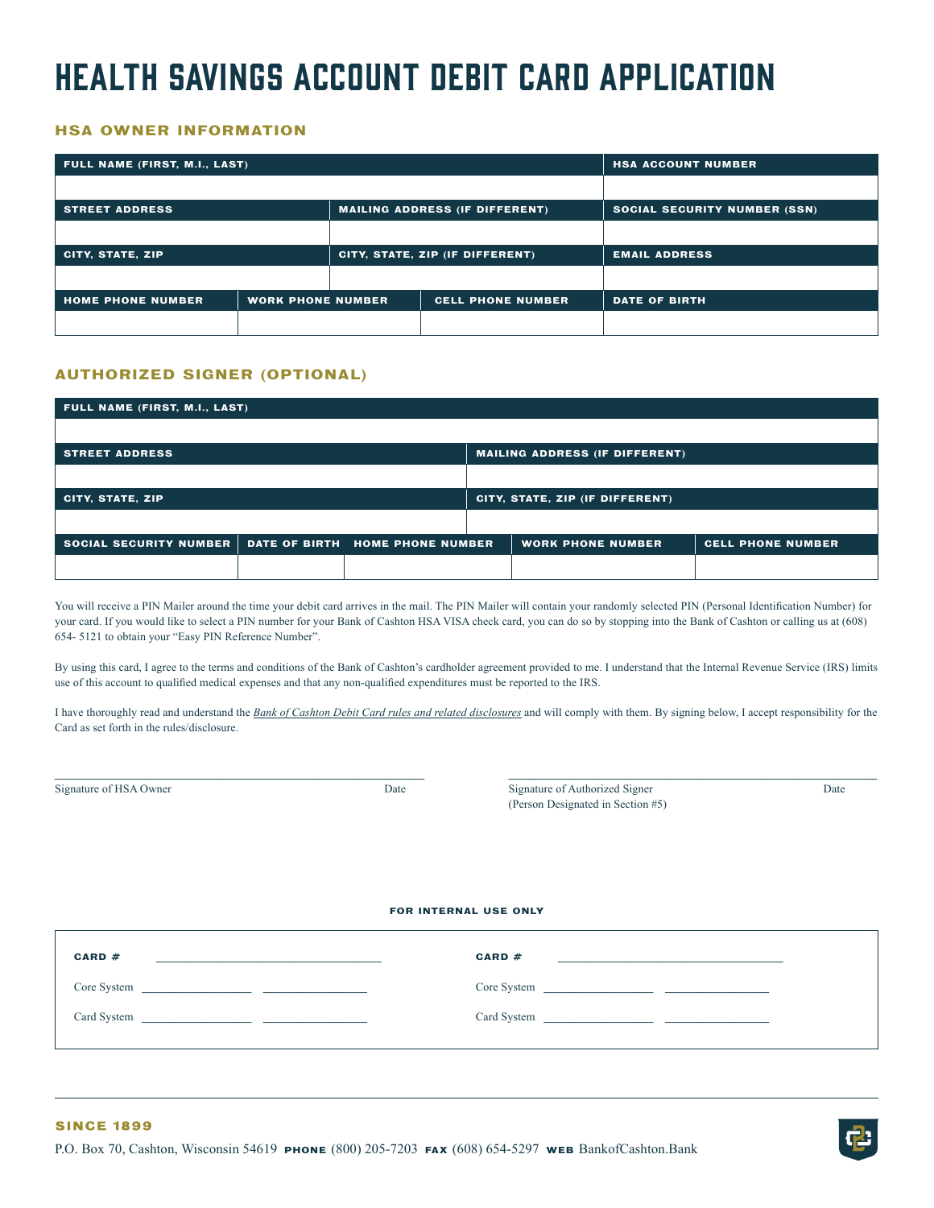# HEALTH SAVINGS ACCOUNT DEBIT CARD APPLICATION

## HSA OWNER INFORMATION

| FULL NAME (FIRST, M.I., LAST) | | | | HSA ACCOUNT NUMBER |
|---|---|---|---|---|
| | | | | |
| STREET ADDRESS | | MAILING ADDRESS (IF DIFFERENT) | | SOCIAL SECURITY NUMBER (SSN) |
| | | | | |
| CITY, STATE, ZIP | | CITY, STATE, ZIP (IF DIFFERENT) | | EMAIL ADDRESS |
| | | | | |
| HOME PHONE NUMBER | WORK PHONE NUMBER | | CELL PHONE NUMBER | DATE OF BIRTH |
| | | | | |

## AUTHORIZED SIGNER (OPTIONAL)

| FULL NAME (FIRST, M.I., LAST) | | | | |
|---|---|---|---|---|
| | | | | |
| STREET ADDRESS | | | MAILING ADDRESS (IF DIFFERENT) | |
| | | | | |
| CITY, STATE, ZIP | | | CITY, STATE, ZIP (IF DIFFERENT) | |
| | | | | |
| SOCIAL SECURITY NUMBER | DATE OF BIRTH | HOME PHONE NUMBER | WORK PHONE NUMBER | CELL PHONE NUMBER |
| | | | | |

You will receive a PIN Mailer around the time your debit card arrives in the mail. The PIN Mailer will contain your randomly selected PIN (Personal Identification Number) for your card. If you would like to select a PIN number for your Bank of Cashton HSA VISA check card, you can do so by stopping into the Bank of Cashton or calling us at (608) 654- 5121 to obtain your "Easy PIN Reference Number".

By using this card, I agree to the terms and conditions of the Bank of Cashton's cardholder agreement provided to me. I understand that the Internal Revenue Service (IRS) limits use of this account to qualified medical expenses and that any non-qualified expenditures must be reported to the IRS.

I have thoroughly read and understand the *Bank of Cashton Debit Card rules and related disclosures* and will comply with them. By signing below, I accept responsibility for the Card as set forth in the rules/disclosure.

______________________________ Signature of HSA Owner Date

______________________________ Signature of Authorized Signer (Person Designated in Section #5) Date

**FOR INTERNAL USE ONLY**

**CARD #** ______________________

Core System __________ __________

Card System __________ __________

**CARD #** ______________________

Core System __________ __________

Card System __________ __________

**SINCE 1899**

P.O. Box 70, Cashton, Wisconsin 54619 **PHONE** (800) 205-7203 **FAX** (608) 654-5297 **WEB** BankofCashton.Bank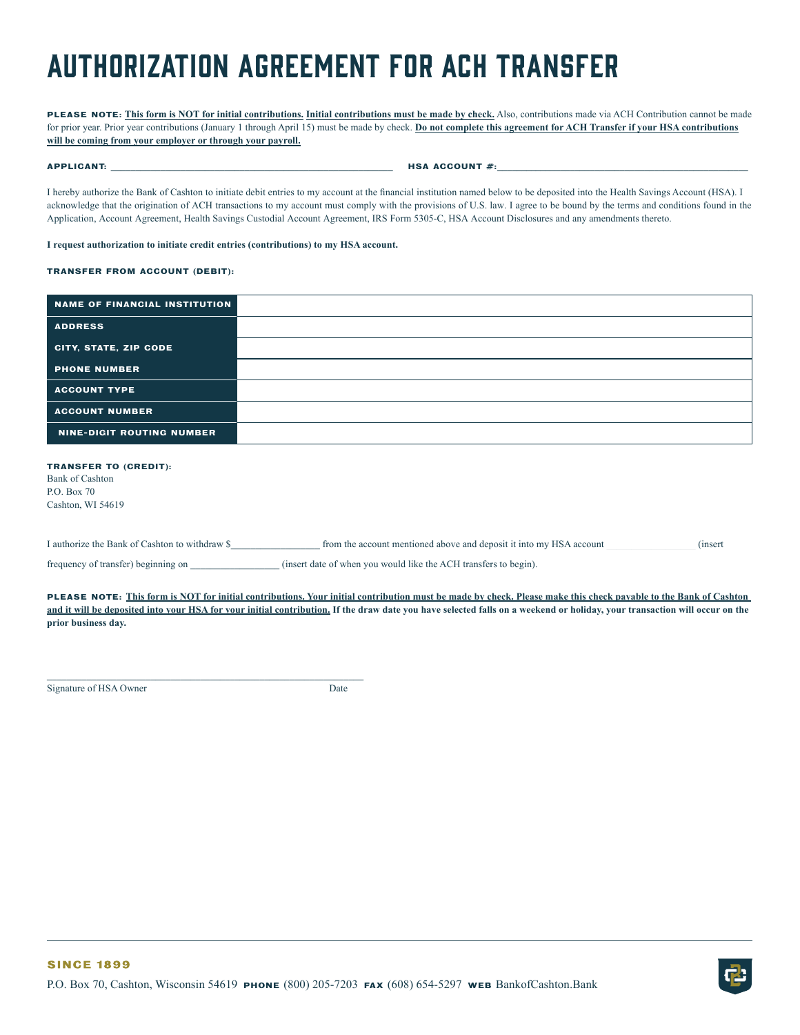# AUTHORIZATION AGREEMENT FOR ACH TRANSFER

**PLEASE NOTE:** **This form is NOT for initial contributions.** **Initial contributions must be made by check.** Also, contributions made via ACH Contribution cannot be made for prior year. Prior year contributions (January 1 through April 15) must be made by check. **Do not complete this agreement for ACH Transfer if your HSA contributions will be coming from your employer or through your payroll.**

**APPLICANT:** _______________________________________________ **HSA ACCOUNT #:**_______________________________________________

I hereby authorize the Bank of Cashton to initiate debit entries to my account at the financial institution named below to be deposited into the Health Savings Account (HSA). I acknowledge that the origination of ACH transactions to my account must comply with the provisions of U.S. law. I agree to be bound by the terms and conditions found in the Application, Account Agreement, Health Savings Custodial Account Agreement, IRS Form 5305-C, HSA Account Disclosures and any amendments thereto.

**I request authorization to initiate credit entries (contributions) to my HSA account.**

**TRANSFER FROM ACCOUNT (DEBIT):**

| | |
|---|---|
| **NAME OF FINANCIAL INSTITUTION** | |
| **ADDRESS** | |
| **CITY, STATE, ZIP CODE** | |
| **PHONE NUMBER** | |
| **ACCOUNT TYPE** | |
| **ACCOUNT NUMBER** | |
| **NINE-DIGIT ROUTING NUMBER** | |

**TRANSFER TO (CREDIT):**
Bank of Cashton
P.O. Box 70
Cashton, WI 54619

I authorize the Bank of Cashton to withdraw $_________________ from the account mentioned above and deposit it into my HSA account _________________ (insert frequency of transfer) beginning on _________________ (insert date of when you would like the ACH transfers to begin).

**PLEASE NOTE:** **This form is NOT for initial contributions. Your initial contribution must be made by check. Please make this check payable to the Bank of Cashton and it will be deposited into your HSA for your initial contribution. If the draw date you have selected falls on a weekend or holiday, your transaction will occur on the prior business day.**

_______________________________________________

Signature of HSA Owner Date

**SINCE 1899**

P.O. Box 70, Cashton, Wisconsin 54619 **PHONE** (800) 205-7203 **FAX** (608) 654-5297 **WEB** BankofCashton.Bank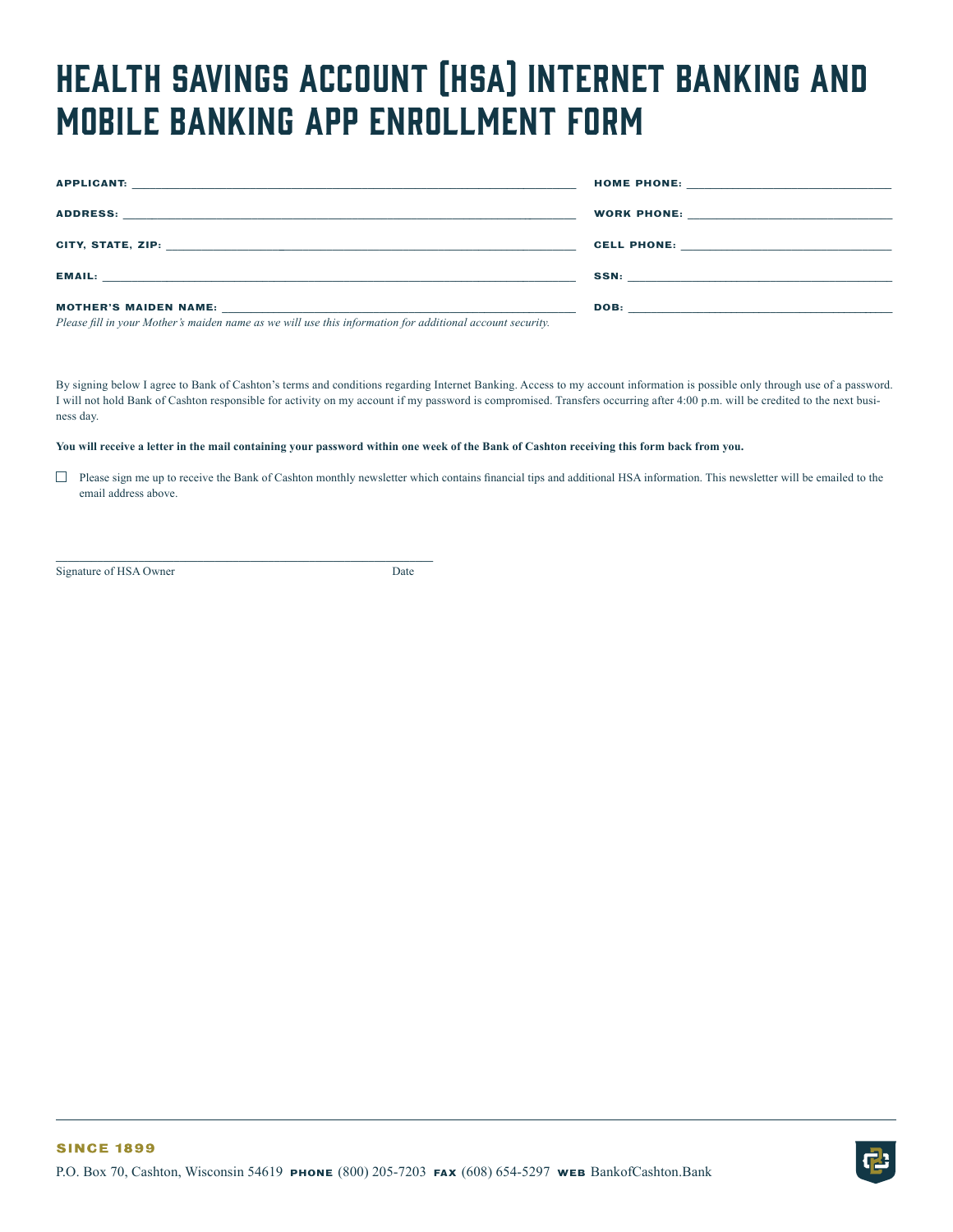# HEALTH SAVINGS ACCOUNT (HSA) INTERNET BANKING AND MOBILE BANKING APP ENROLLMENT FORM

**APPLICANT:** ______________________________

**ADDRESS:** ______________________________

**CITY, STATE, ZIP:** ______________________________

**EMAIL:** ______________________________

**MOTHER'S MAIDEN NAME:** ______________________________

*Please fill in your Mother's maiden name as we will use this information for additional account security.*

**HOME PHONE:** ______________________________

**WORK PHONE:** ______________________________

**CELL PHONE:** ______________________________

**SSN:** ______________________________

**DOB:** ______________________________

By signing below I agree to Bank of Cashton's terms and conditions regarding Internet Banking. Access to my account information is possible only through use of a password. I will not hold Bank of Cashton responsible for activity on my account if my password is compromised. Transfers occurring after 4:00 p.m. will be credited to the next business day.

**You will receive a letter in the mail containing your password within one week of the Bank of Cashton receiving this form back from you.**

☐ Please sign me up to receive the Bank of Cashton monthly newsletter which contains financial tips and additional HSA information. This newsletter will be emailed to the email address above.

______________________________

Signature of HSA Owner Date

**SINCE 1899**

P.O. Box 70, Cashton, Wisconsin 54619 **PHONE** (800) 205-7203 **FAX** (608) 654-5297 **WEB** BankofCashton.Bank